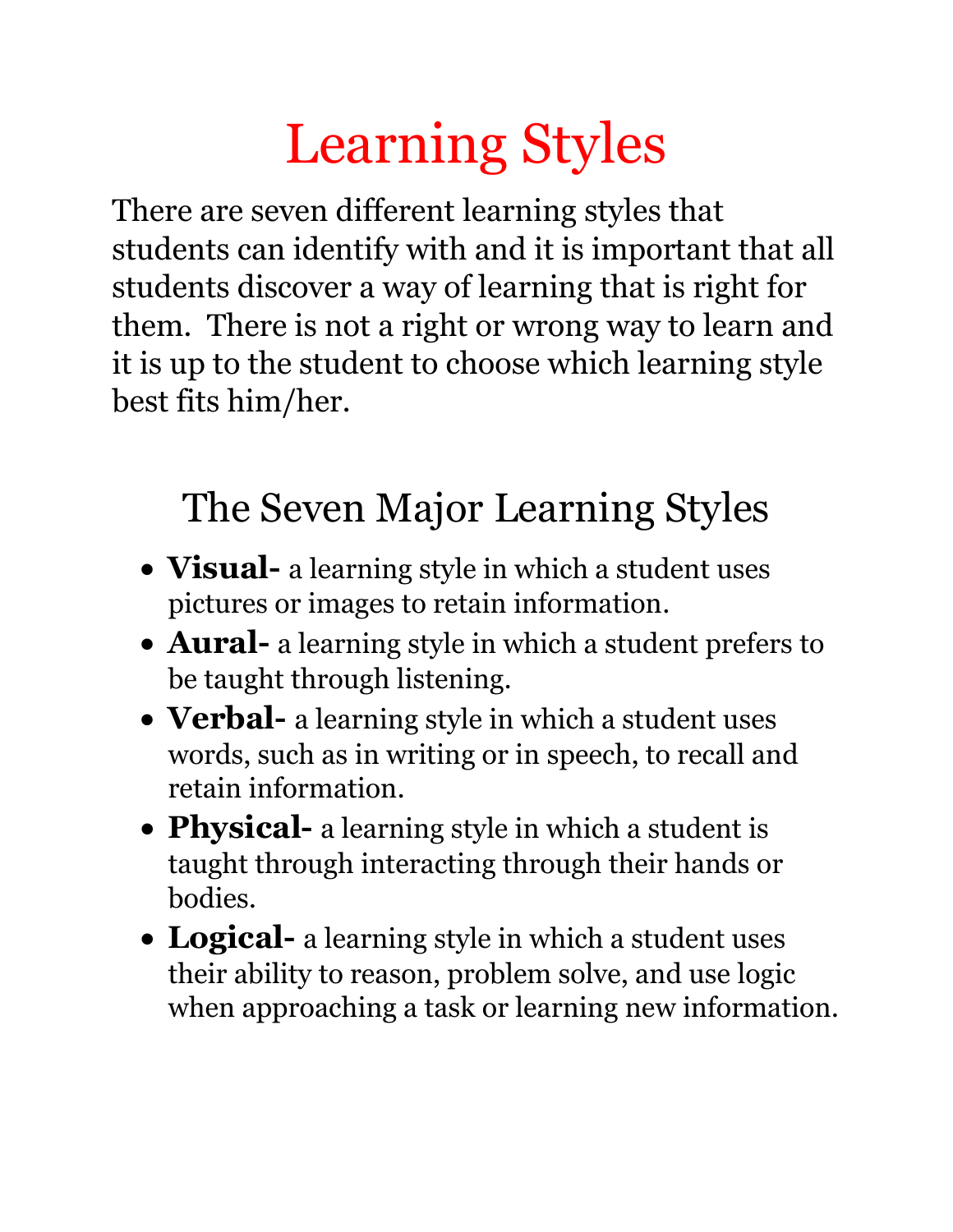# Learning Styles

There are seven different learning styles that students can identify with and it is important that all students discover a way of learning that is right for them. There is not a right or wrong way to learn and it is up to the student to choose which learning style best fits him/her.

## The Seven Major Learning Styles

- **Visual-** a learning style in which a student uses pictures or images to retain information.
- **Aural-** a learning style in which a student prefers to be taught through listening.
- **Verbal-** a learning style in which a student uses words, such as in writing or in speech, to recall and retain information.
- **Physical-** a learning style in which a student is taught through interacting through their hands or bodies.
- **Logical-** a learning style in which a student uses their ability to reason, problem solve, and use logic when approaching a task or learning new information.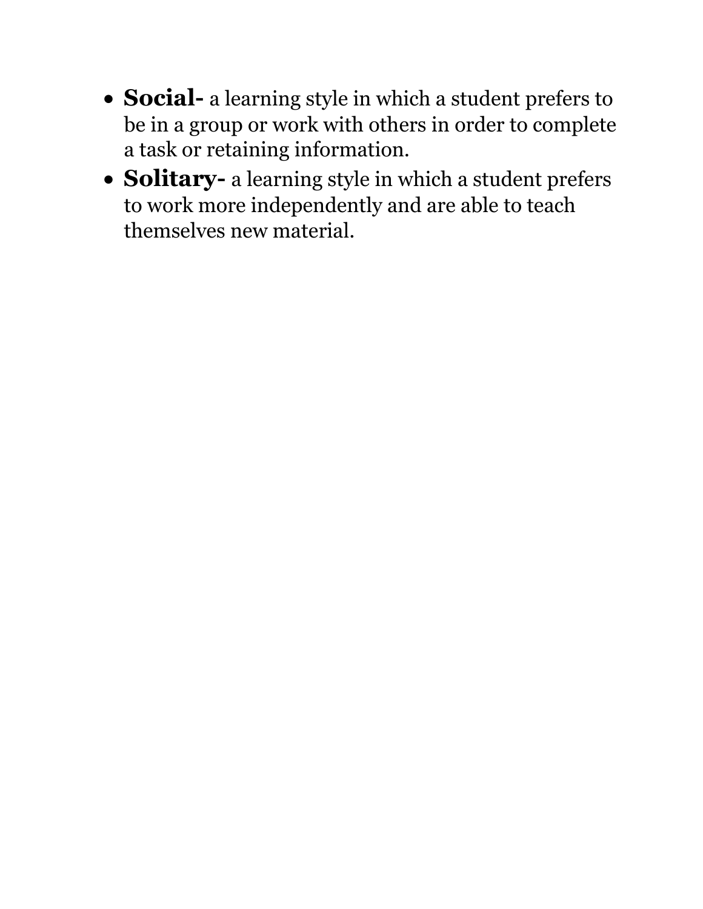- **Social-** a learning style in which a student prefers to be in a group or work with others in order to complete a task or retaining information.
- **Solitary-** a learning style in which a student prefers to work more independently and are able to teach themselves new material.